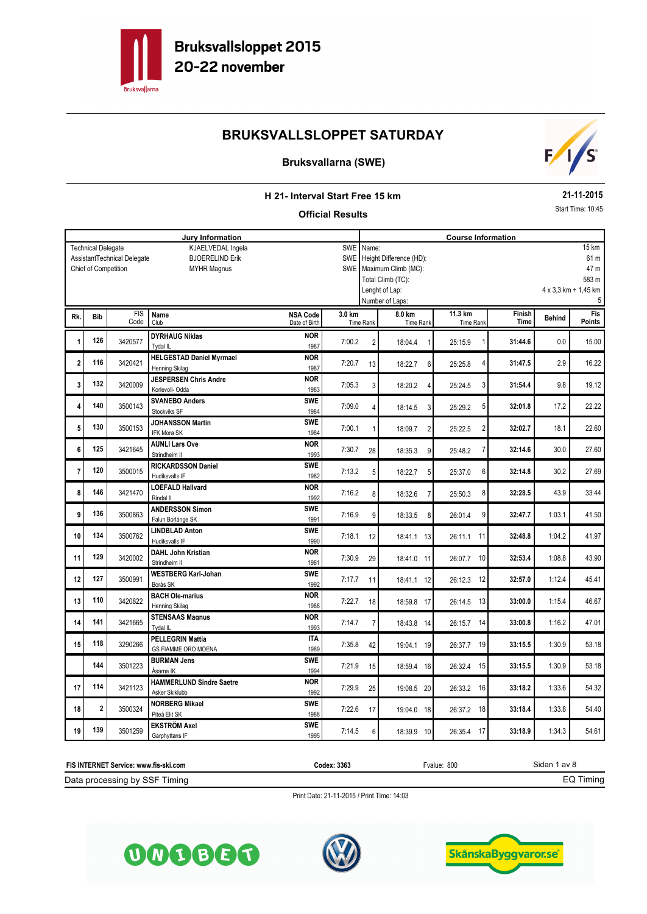# Bruksvallsloppet 2015
## 20-22 november

# BRUKSVALLSLOPPET SATURDAY

### Bruksvallarna (SWE)

### H 21- Interval Start Free 15 km

**21-11-2015**

### Official Results

Start Time: 10:45

| Jury Information | | | Course Information | |
|---|---|---|---|---|
| Technical Delegate | KJAELVEDAL Ingela | SWE | Name: | 15 km |
| AssistantTechnical Delegate | BJOERELIND Erik | SWE | Height Difference (HD): | 61 m |
| Chief of Competition | MYHR Magnus | SWE | Maximum Climb (MC): | 47 m |
| | | | Total Climb (TC): | 583 m |
| | | | Lenght of Lap: | 4 x 3,3 km + 1,45 km |
| | | | Number of Laps: | 5 |

| Rk. | Bib | FIS Code | Name / Club | NSA Code / Date of Birth | 3.0 km Time | Rank | 8.0 km Time | Rank | 11.3 km Time | Rank | Finish Time | Behind | Fis Points |
|---|---|---|---|---|---|---|---|---|---|---|---|---|---|
| 1 | 126 | 3420577 | **DYRHAUG Niklas** Tydal IL | **NOR** 1987 | 7:00.2 | 2 | 18:04.4 | 1 | 25:15.9 | 1 | **31:44.6** | 0.0 | 15.00 |
| 2 | 116 | 3420421 | **HELGESTAD Daniel Myrmael** Henning Skilag | **NOR** 1987 | 7:20.7 | 13 | 18:22.7 | 6 | 25:25.8 | 4 | **31:47.5** | 2.9 | 16.22 |
| 3 | 132 | 3420009 | **JESPERSEN Chris Andre** Korlevoll- Odda | **NOR** 1983 | 7:05.3 | 3 | 18:20.2 | 4 | 25:24.5 | 3 | **31:54.4** | 9.8 | 19.12 |
| 4 | 140 | 3500143 | **SVANEBO Anders** Stockviks SF | **SWE** 1984 | 7:09.0 | 4 | 18:14.5 | 3 | 25:29.2 | 5 | **32:01.8** | 17.2 | 22.22 |
| 5 | 130 | 3500153 | **JOHANSSON Martin** IFK Mora SK | **SWE** 1984 | 7:00.1 | 1 | 18:09.7 | 2 | 25:22.5 | 2 | **32:02.7** | 18.1 | 22.60 |
| 6 | 125 | 3421645 | **AUNLI Lars Ove** Strindheim Il | **NOR** 1993 | 7:30.7 | 28 | 18:35.3 | 9 | 25:48.2 | 7 | **32:14.6** | 30.0 | 27.60 |
| 7 | 120 | 3500015 | **RICKARDSSON Daniel** Hudiksvalls IF | **SWE** 1982 | 7:13.2 | 5 | 18:22.7 | 5 | 25:37.0 | 6 | **32:14.8** | 30.2 | 27.69 |
| 8 | 146 | 3421470 | **LOEFALD Hallvard** Rindal Il | **NOR** 1992 | 7:16.2 | 8 | 18:32.6 | 7 | 25:50.3 | 8 | **32:28.5** | 43.9 | 33.44 |
| 9 | 136 | 3500863 | **ANDERSSON Simon** Falun Borlänge SK | **SWE** 1991 | 7:16.9 | 9 | 18:33.5 | 8 | 26:01.4 | 9 | **32:47.7** | 1:03.1 | 41.50 |
| 10 | 134 | 3500762 | **LINDBLAD Anton** Hudiksvalls IF | **SWE** 1990 | 7:18.1 | 12 | 18:41.1 | 13 | 26:11.1 | 11 | **32:48.8** | 1:04.2 | 41.97 |
| 11 | 129 | 3420002 | **DAHL John Kristian** Strindheim Il | **NOR** 1981 | 7:30.9 | 29 | 18:41.0 | 11 | 26:07.7 | 10 | **32:53.4** | 1:08.8 | 43.90 |
| 12 | 127 | 3500991 | **WESTBERG Karl-Johan** Borås SK | **SWE** 1992 | 7:17.7 | 11 | 18:41.1 | 12 | 26:12.3 | 12 | **32:57.0** | 1:12.4 | 45.41 |
| 13 | 110 | 3420822 | **BACH Ole-marius** Henning Skilag | **NOR** 1988 | 7:22.7 | 18 | 18:59.8 | 17 | 26:14.5 | 13 | **33:00.0** | 1:15.4 | 46.67 |
| 14 | 141 | 3421665 | **STENSAAS Magnus** Tydal IL | **NOR** 1993 | 7:14.7 | 7 | 18:43.8 | 14 | 26:15.7 | 14 | **33:00.8** | 1:16.2 | 47.01 |
| 15 | 118 | 3290266 | **PELLEGRIN Mattia** GS FIAMME ORO MOENA | **ITA** 1989 | 7:35.8 | 42 | 19:04.1 | 19 | 26:37.7 | 19 | **33:15.5** | 1:30.9 | 53.18 |
| | 144 | 3501223 | **BURMAN Jens** Åsarna IK | **SWE** 1994 | 7:21.9 | 15 | 18:59.4 | 16 | 26:32.4 | 15 | **33:15.5** | 1:30.9 | 53.18 |
| 17 | 114 | 3421123 | **HAMMERLUND Sindre Saetre** Asker Skiklubb | **NOR** 1992 | 7:29.9 | 25 | 19:08.5 | 20 | 26:33.2 | 16 | **33:18.2** | 1:33.6 | 54.32 |
| 18 | 2 | 3500324 | **NORBERG Mikael** Piteå Elit SK | **SWE** 1988 | 7:22.6 | 17 | 19:04.0 | 18 | 26:37.2 | 18 | **33:18.4** | 1:33.8 | 54.40 |
| 19 | 139 | 3501259 | **EKSTRÖM Axel** Garphyttans IF | **SWE** 1995 | 7:14.5 | 6 | 18:39.9 | 10 | 26:35.4 | 17 | **33:18.9** | 1:34.3 | 54.61 |

**FIS INTERNET Service: www.fis-ski.com** **Codex: 3363** Fvalue: 800

Data processing by SSF Timing — EQ Timing

Print Date: 21-11-2015 / Print Time: 14:03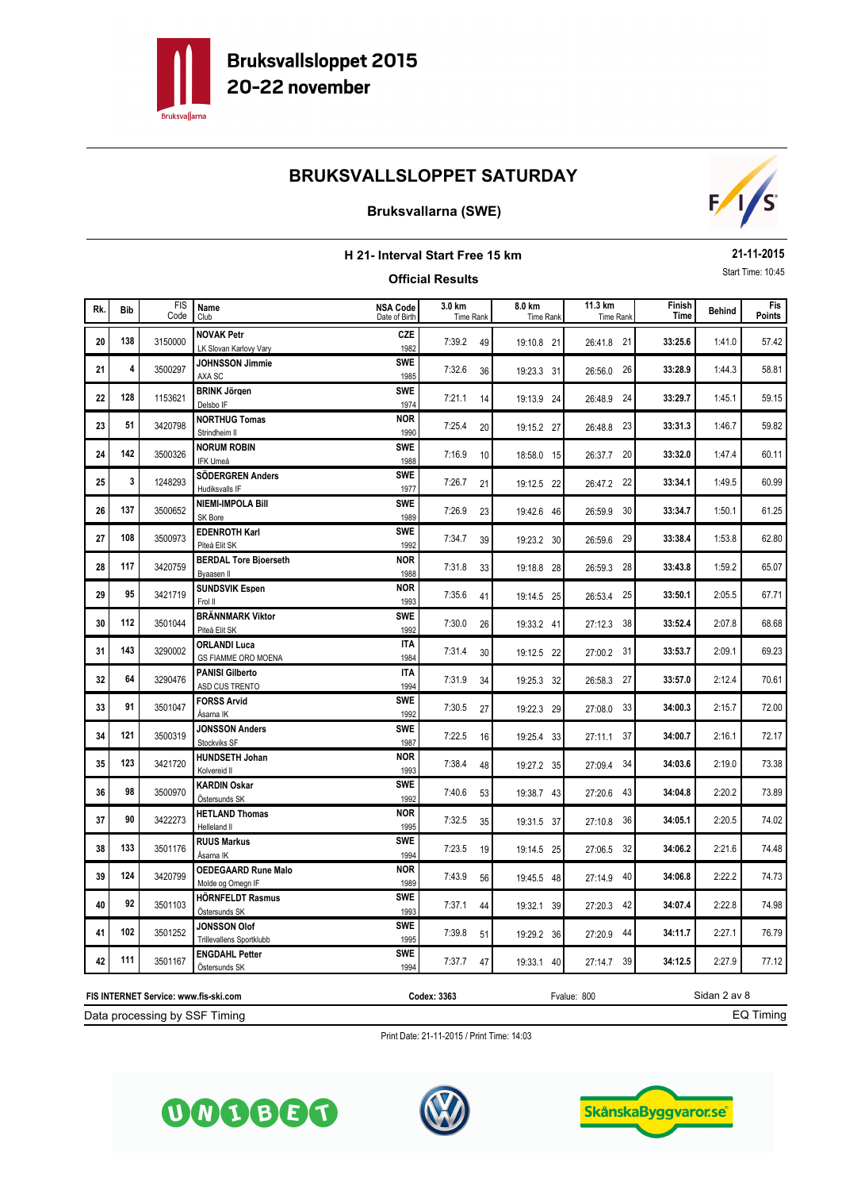# Bruksvallsloppet 2015
## 20-22 november

## BRUKSVALLSLOPPET SATURDAY

### Bruksvallarna (SWE)

**H 21- Interval Start Free 15 km**

**Official Results**

**21-11-2015**

Start Time: 10:45

| Rk. | Bib | FIS Code | Name / Club | NSA Code / Date of Birth | 3.0 km Time | Rank | 8.0 km Time | Rank | 11.3 km Time | Rank | Finish Time | Behind | Fis Points |
|---|---|---|---|---|---|---|---|---|---|---|---|---|---|
| 20 | 138 | 3150000 | **NOVAK Petr** LK Slovan Karlovy Vary | CZE 1982 | 7:39.2 | 49 | 19:10.8 | 21 | 26:41.8 | 21 | 33:25.6 | 1:41.0 | 57.42 |
| 21 | 4 | 3500297 | **JOHNSSON Jimmie** AXA SC | SWE 1985 | 7:32.6 | 36 | 19:23.3 | 31 | 26:56.0 | 26 | 33:28.9 | 1:44.3 | 58.81 |
| 22 | 128 | 1153621 | **BRINK Jörgen** Delsbo IF | SWE 1974 | 7:21.1 | 14 | 19:13.9 | 24 | 26:48.9 | 24 | 33:29.7 | 1:45.1 | 59.15 |
| 23 | 51 | 3420798 | **NORTHUG Tomas** Strindheim Il | NOR 1990 | 7:25.4 | 20 | 19:15.2 | 27 | 26:48.8 | 23 | 33:31.3 | 1:46.7 | 59.82 |
| 24 | 142 | 3500326 | **NORUM ROBIN** IFK Umeå | SWE 1988 | 7:16.9 | 10 | 18:58.0 | 15 | 26:37.7 | 20 | 33:32.0 | 1:47.4 | 60.11 |
| 25 | 3 | 1248293 | **SÖDERGREN Anders** Hudiksvalls IF | SWE 1977 | 7:26.7 | 21 | 19:12.5 | 22 | 26:47.2 | 22 | 33:34.1 | 1:49.5 | 60.99 |
| 26 | 137 | 3500652 | **NIEMI-IMPOLA Bill** SK Bore | SWE 1989 | 7:26.9 | 23 | 19:42.6 | 46 | 26:59.9 | 30 | 33:34.7 | 1:50.1 | 61.25 |
| 27 | 108 | 3500973 | **EDENROTH Karl** Piteå Elit SK | SWE 1992 | 7:34.7 | 39 | 19:23.2 | 30 | 26:59.6 | 29 | 33:38.4 | 1:53.8 | 62.80 |
| 28 | 117 | 3420759 | **BERDAL Tore Bjoerseth** Byaasen Il | NOR 1988 | 7:31.8 | 33 | 19:18.8 | 28 | 26:59.3 | 28 | 33:43.8 | 1:59.2 | 65.07 |
| 29 | 95 | 3421719 | **SUNDSVIK Espen** Frol Il | NOR 1993 | 7:35.6 | 41 | 19:14.5 | 25 | 26:53.4 | 25 | 33:50.1 | 2:05.5 | 67.71 |
| 30 | 112 | 3501044 | **BRÄNNMARK Viktor** Piteå Elit SK | SWE 1992 | 7:30.0 | 26 | 19:33.2 | 41 | 27:12.3 | 38 | 33:52.4 | 2:07.8 | 68.68 |
| 31 | 143 | 3290002 | **ORLANDI Luca** GS FIAMME ORO MOENA | ITA 1984 | 7:31.4 | 30 | 19:12.5 | 22 | 27:00.2 | 31 | 33:53.7 | 2:09.1 | 69.23 |
| 32 | 64 | 3290476 | **PANISI Gilberto** ASD CUS TRENTO | ITA 1994 | 7:31.9 | 34 | 19:25.3 | 32 | 26:58.3 | 27 | 33:57.0 | 2:12.4 | 70.61 |
| 33 | 91 | 3501047 | **FORSS Arvid** Åsarna IK | SWE 1992 | 7:30.5 | 27 | 19:22.3 | 29 | 27:08.0 | 33 | 34:00.3 | 2:15.7 | 72.00 |
| 34 | 121 | 3500319 | **JONSSON Anders** Stockviks SF | SWE 1987 | 7:22.5 | 16 | 19:25.4 | 33 | 27:11.1 | 37 | 34:00.7 | 2:16.1 | 72.17 |
| 35 | 123 | 3421720 | **HUNDSETH Johan** Kolvereid Il | NOR 1993 | 7:38.4 | 48 | 19:27.2 | 35 | 27:09.4 | 34 | 34:03.6 | 2:19.0 | 73.38 |
| 36 | 98 | 3500970 | **KARDIN Oskar** Östersunds SK | SWE 1992 | 7:40.6 | 53 | 19:38.7 | 43 | 27:20.6 | 43 | 34:04.8 | 2:20.2 | 73.89 |
| 37 | 90 | 3422273 | **HETLAND Thomas** Helleland Il | NOR 1995 | 7:32.5 | 35 | 19:31.5 | 37 | 27:10.8 | 36 | 34:05.1 | 2:20.5 | 74.02 |
| 38 | 133 | 3501176 | **RUUS Markus** Åsarna IK | SWE 1994 | 7:23.5 | 19 | 19:14.5 | 25 | 27:06.5 | 32 | 34:06.2 | 2:21.6 | 74.48 |
| 39 | 124 | 3420799 | **OEDEGAARD Rune Malo** Molde og Omegn IF | NOR 1989 | 7:43.9 | 56 | 19:45.5 | 48 | 27:14.9 | 40 | 34:06.8 | 2:22.2 | 74.73 |
| 40 | 92 | 3501103 | **HÖRNFELDT Rasmus** Östersunds SK | SWE 1993 | 7:37.1 | 44 | 19:32.1 | 39 | 27:20.3 | 42 | 34:07.4 | 2:22.8 | 74.98 |
| 41 | 102 | 3501252 | **JONSSON Olof** Trillevallens Sportklubb | SWE 1995 | 7:39.8 | 51 | 19:29.2 | 36 | 27:20.9 | 44 | 34:11.7 | 2:27.1 | 76.79 |
| 42 | 111 | 3501167 | **ENGDAHL Petter** Östersunds SK | SWE 1994 | 7:37.7 | 47 | 19:33.1 | 40 | 27:14.7 | 39 | 34:12.5 | 2:27.9 | 77.12 |

FIS INTERNET Service: www.fis-ski.com | Codex: 3363 | Fvalue: 800

Data processing by SSF Timing | EQ Timing

Print Date: 21-11-2015 / Print Time: 14:03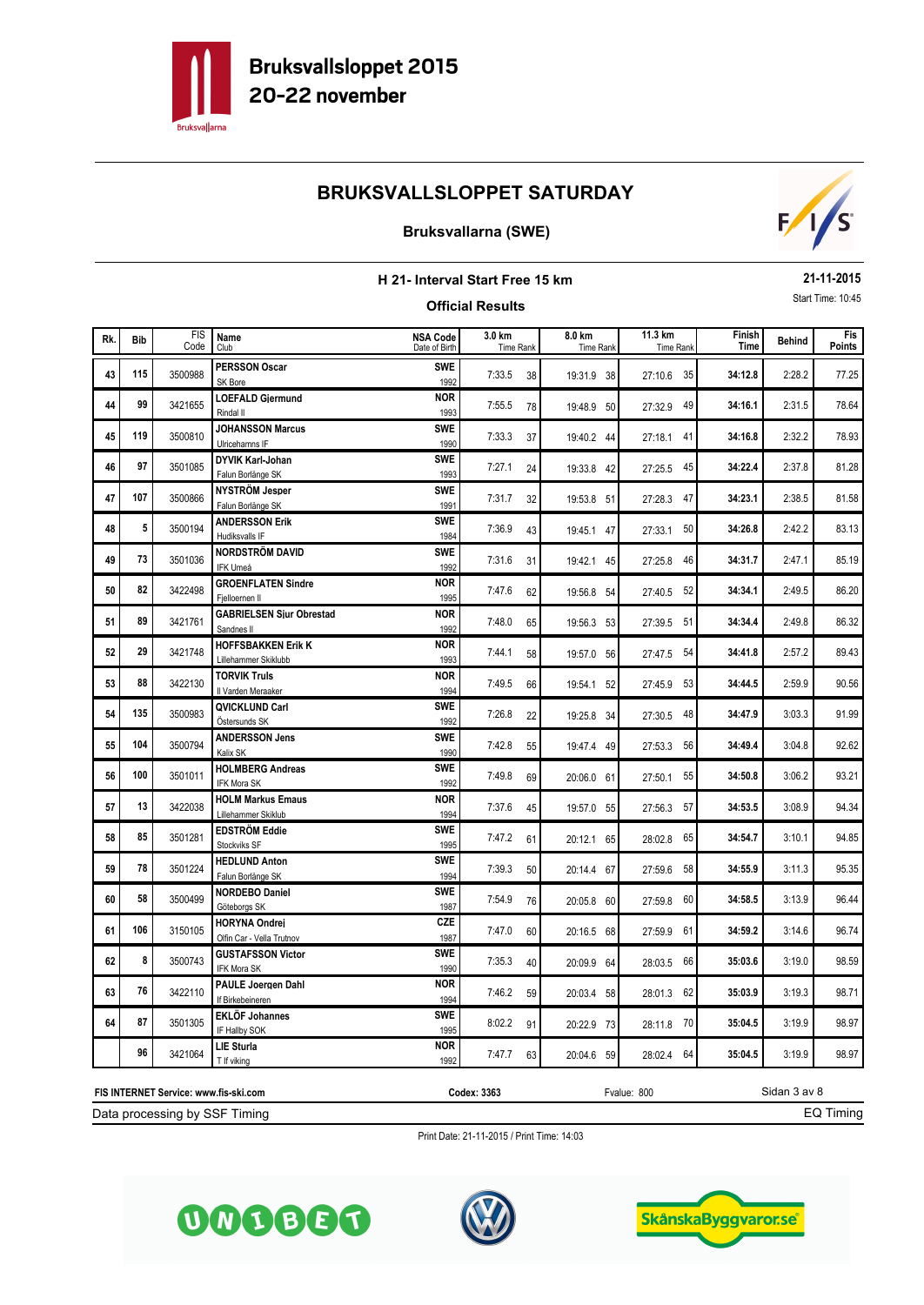# Bruksvallsloppet 2015
## 20-22 november

## BRUKSVALLSLOPPET SATURDAY

### Bruksvallarna (SWE)

**H 21- Interval Start Free 15 km**

**Official Results**

**21-11-2015**

Start Time: 10:45

| Rk. | Bib | FIS Code | Name / Club | NSA Code / Date of Birth | 3.0 km Time | Rank | 8.0 km Time | Rank | 11.3 km Time | Rank | Finish Time | Behind | Fis Points |
|---|---|---|---|---|---|---|---|---|---|---|---|---|---|
| 43 | 115 | 3500988 | **PERSSON Oscar** SK Bore | SWE 1992 | 7:33.5 | 38 | 19:31.9 | 38 | 27:10.6 | 35 | 34:12.8 | 2:28.2 | 77.25 |
| 44 | 99 | 3421655 | **LOEFALD Gjermund** Rindal Il | NOR 1993 | 7:55.5 | 78 | 19:48.9 | 50 | 27:32.9 | 49 | 34:16.1 | 2:31.5 | 78.64 |
| 45 | 119 | 3500810 | **JOHANSSON Marcus** Ulricehamns IF | SWE 1990 | 7:33.3 | 37 | 19:40.2 | 44 | 27:18.1 | 41 | 34:16.8 | 2:32.2 | 78.93 |
| 46 | 97 | 3501085 | **DYVIK Karl-Johan** Falun Borlänge SK | SWE 1993 | 7:27.1 | 24 | 19:33.8 | 42 | 27:25.5 | 45 | 34:22.4 | 2:37.8 | 81.28 |
| 47 | 107 | 3500866 | **NYSTRÖM Jesper** Falun Borlänge SK | SWE 1991 | 7:31.7 | 32 | 19:53.8 | 51 | 27:28.3 | 47 | 34:23.1 | 2:38.5 | 81.58 |
| 48 | 5 | 3500194 | **ANDERSSON Erik** Hudiksvalls IF | SWE 1984 | 7:36.9 | 43 | 19:45.1 | 47 | 27:33.1 | 50 | 34:26.8 | 2:42.2 | 83.13 |
| 49 | 73 | 3501036 | **NORDSTRÖM DAVID** IFK Umeå | SWE 1992 | 7:31.6 | 31 | 19:42.1 | 45 | 27:25.8 | 46 | 34:31.7 | 2:47.1 | 85.19 |
| 50 | 82 | 3422498 | **GROENFLATEN Sindre** Fjelloernen Il | NOR 1995 | 7:47.6 | 62 | 19:56.8 | 54 | 27:40.5 | 52 | 34:34.1 | 2:49.5 | 86.20 |
| 51 | 89 | 3421761 | **GABRIELSEN Sjur Obrestad** Sandnes Il | NOR 1992 | 7:48.0 | 65 | 19:56.3 | 53 | 27:39.5 | 51 | 34:34.4 | 2:49.8 | 86.32 |
| 52 | 29 | 3421748 | **HOFFSBAKKEN Erik K** Lillehammer Skiklubb | NOR 1993 | 7:44.1 | 58 | 19:57.0 | 56 | 27:47.5 | 54 | 34:41.8 | 2:57.2 | 89.43 |
| 53 | 88 | 3422130 | **TORVIK Truls** Il Varden Meraaker | NOR 1994 | 7:49.5 | 66 | 19:54.1 | 52 | 27:45.9 | 53 | 34:44.5 | 2:59.9 | 90.56 |
| 54 | 135 | 3500983 | **QVICKLUND Carl** Östersunds SK | SWE 1992 | 7:26.8 | 22 | 19:25.8 | 34 | 27:30.5 | 48 | 34:47.9 | 3:03.3 | 91.99 |
| 55 | 104 | 3500794 | **ANDERSSON Jens** Kalix SK | SWE 1990 | 7:42.8 | 55 | 19:47.4 | 49 | 27:53.3 | 56 | 34:49.4 | 3:04.8 | 92.62 |
| 56 | 100 | 3501011 | **HOLMBERG Andreas** IFK Mora SK | SWE 1992 | 7:49.8 | 69 | 20:06.0 | 61 | 27:50.1 | 55 | 34:50.8 | 3:06.2 | 93.21 |
| 57 | 13 | 3422038 | **HOLM Markus Emaus** Lillehammer Skiklub | NOR 1994 | 7:37.6 | 45 | 19:57.0 | 55 | 27:56.3 | 57 | 34:53.5 | 3:08.9 | 94.34 |
| 58 | 85 | 3501281 | **EDSTRÖM Eddie** Stockviks SF | SWE 1995 | 7:47.2 | 61 | 20:12.1 | 65 | 28:02.8 | 65 | 34:54.7 | 3:10.1 | 94.85 |
| 59 | 78 | 3501224 | **HEDLUND Anton** Falun Borlänge SK | SWE 1994 | 7:39.3 | 50 | 20:14.4 | 67 | 27:59.6 | 58 | 34:55.9 | 3:11.3 | 95.35 |
| 60 | 58 | 3500499 | **NORDEBO Daniel** Göteborgs SK | SWE 1987 | 7:54.9 | 76 | 20:05.8 | 60 | 27:59.8 | 60 | 34:58.5 | 3:13.9 | 96.44 |
| 61 | 106 | 3150105 | **HORYNA Ondrej** Olfin Car - Vella Trutnov | CZE 1987 | 7:47.0 | 60 | 20:16.5 | 68 | 27:59.9 | 61 | 34:59.2 | 3:14.6 | 96.74 |
| 62 | 8 | 3500743 | **GUSTAFSSON Victor** IFK Mora SK | SWE 1990 | 7:35.3 | 40 | 20:09.9 | 64 | 28:03.5 | 66 | 35:03.6 | 3:19.0 | 98.59 |
| 63 | 76 | 3422110 | **PAULE Joergen Dahl** If Birkebeineren | NOR 1994 | 7:46.2 | 59 | 20:03.4 | 58 | 28:01.3 | 62 | 35:03.9 | 3:19.3 | 98.71 |
| 64 | 87 | 3501305 | **EKLÖF Johannes** IF Hallby SOK | SWE 1995 | 8:02.2 | 91 | 20:22.9 | 73 | 28:11.8 | 70 | 35:04.5 | 3:19.9 | 98.97 |
| | 96 | 3421064 | **LIE Sturla** T If viking | NOR 1992 | 7:47.7 | 63 | 20:04.6 | 59 | 28:02.4 | 64 | 35:04.5 | 3:19.9 | 98.97 |

FIS INTERNET Service: www.fis-ski.com — Codex: 3363 — Fvalue: 800

Data processing by SSF Timing — EQ Timing

Print Date: 21-11-2015 / Print Time: 14:03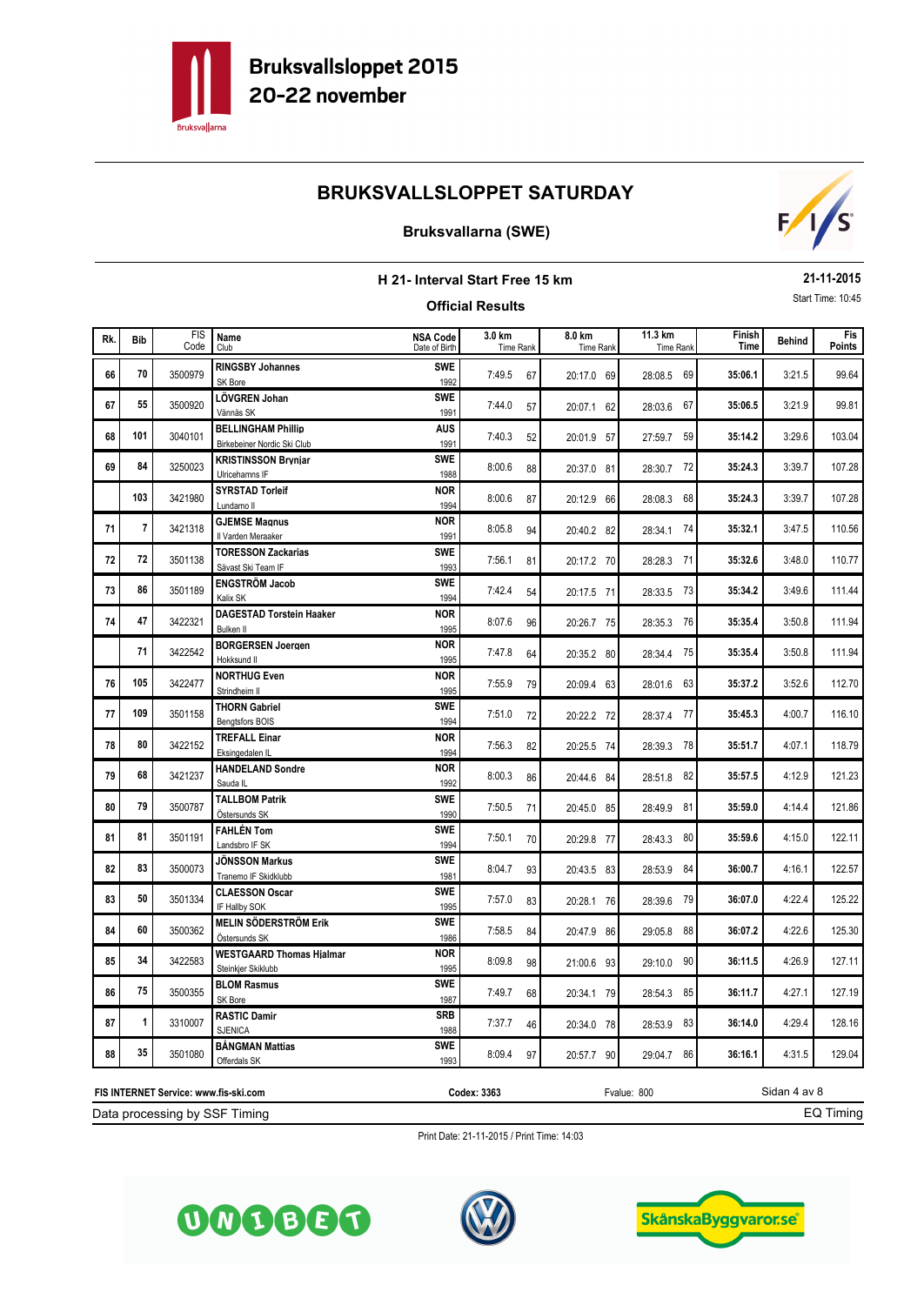Bruksvallsloppet 2015
20-22 november

# BRUKSVALLSLOPPET SATURDAY

## Bruksvallarna (SWE)

### H 21- Interval Start Free 15 km

**21-11-2015**

Start Time: 10:45

### Official Results

| Rk. | Bib | FIS Code | Name / Club | NSA Code / Date of Birth | 3.0 km Time | Rank | 8.0 km Time | Rank | 11.3 km Time | Rank | Finish Time | Behind | Fis Points |
|---|---|---|---|---|---|---|---|---|---|---|---|---|---|
| 66 | 70 | 3500979 | **RINGSBY Johannes** SK Bore | SWE 1992 | 7:49.5 | 67 | 20:17.0 | 69 | 28:08.5 | 69 | **35:06.1** | 3:21.5 | 99.64 |
| 67 | 55 | 3500920 | **LÖVGREN Johan** Vännäs SK | SWE 1991 | 7:44.0 | 57 | 20:07.1 | 62 | 28:03.6 | 67 | **35:06.5** | 3:21.9 | 99.81 |
| 68 | 101 | 3040101 | **BELLINGHAM Phillip** Birkebeiner Nordic Ski Club | AUS 1991 | 7:40.3 | 52 | 20:01.9 | 57 | 27:59.7 | 59 | **35:14.2** | 3:29.6 | 103.04 |
| 69 | 84 | 3250023 | **KRISTINSSON Brynjar** Ulricehamns IF | SWE 1988 | 8:00.6 | 88 | 20:37.0 | 81 | 28:30.7 | 72 | **35:24.3** | 3:39.7 | 107.28 |
| | 103 | 3421980 | **SYRSTAD Torleif** Lundamo Il | NOR 1994 | 8:00.6 | 87 | 20:12.9 | 66 | 28:08.3 | 68 | **35:24.3** | 3:39.7 | 107.28 |
| 71 | 7 | 3421318 | **GJEMSE Magnus** Il Varden Meraaker | NOR 1991 | 8:05.8 | 94 | 20:40.2 | 82 | 28:34.1 | 74 | **35:32.1** | 3:47.5 | 110.56 |
| 72 | 72 | 3501138 | **TORESSON Zackarias** Sävast Ski Team IF | SWE 1993 | 7:56.1 | 81 | 20:17.2 | 70 | 28:28.3 | 71 | **35:32.6** | 3:48.0 | 110.77 |
| 73 | 86 | 3501189 | **ENGSTRÖM Jacob** Kalix SK | SWE 1994 | 7:42.4 | 54 | 20:17.5 | 71 | 28:33.5 | 73 | **35:34.2** | 3:49.6 | 111.44 |
| 74 | 47 | 3422321 | **DAGESTAD Torstein Haaker** Bulken Il | NOR 1995 | 8:07.6 | 96 | 20:26.7 | 75 | 28:35.3 | 76 | **35:35.4** | 3:50.8 | 111.94 |
| | 71 | 3422542 | **BORGERSEN Joergen** Hokksund Il | NOR 1995 | 7:47.8 | 64 | 20:35.2 | 80 | 28:34.4 | 75 | **35:35.4** | 3:50.8 | 111.94 |
| 76 | 105 | 3422477 | **NORTHUG Even** Strindheim Il | NOR 1995 | 7:55.9 | 79 | 20:09.4 | 63 | 28:01.6 | 63 | **35:37.2** | 3:52.6 | 112.70 |
| 77 | 109 | 3501158 | **THORN Gabriel** Bengtsfors BOIS | SWE 1994 | 7:51.0 | 72 | 20:22.2 | 72 | 28:37.4 | 77 | **35:45.3** | 4:00.7 | 116.10 |
| 78 | 80 | 3422152 | **TREFALL Einar** Eksingedalen IL | NOR 1994 | 7:56.3 | 82 | 20:25.5 | 74 | 28:39.3 | 78 | **35:51.7** | 4:07.1 | 118.79 |
| 79 | 68 | 3421237 | **HANDELAND Sondre** Sauda IL | NOR 1992 | 8:00.3 | 86 | 20:44.6 | 84 | 28:51.8 | 82 | **35:57.5** | 4:12.9 | 121.23 |
| 80 | 79 | 3500787 | **TALLBOM Patrik** Östersunds SK | SWE 1990 | 7:50.5 | 71 | 20:45.0 | 85 | 28:49.9 | 81 | **35:59.0** | 4:14.4 | 121.86 |
| 81 | 81 | 3501191 | **FAHLÉN Tom** Landsbro IF SK | SWE 1994 | 7:50.1 | 70 | 20:29.8 | 77 | 28:43.3 | 80 | **35:59.6** | 4:15.0 | 122.11 |
| 82 | 83 | 3500073 | **JÖNSSON Markus** Tranemo IF Skidklubb | SWE 1981 | 8:04.7 | 93 | 20:43.5 | 83 | 28:53.9 | 84 | **36:00.7** | 4:16.1 | 122.57 |
| 83 | 50 | 3501334 | **CLAESSON Oscar** IF Hallby SOK | SWE 1995 | 7:57.0 | 83 | 20:28.1 | 76 | 28:39.6 | 79 | **36:07.0** | 4:22.4 | 125.22 |
| 84 | 60 | 3500362 | **MELIN SÖDERSTRÖM Erik** Östersunds SK | SWE 1986 | 7:58.5 | 84 | 20:47.9 | 86 | 29:05.8 | 88 | **36:07.2** | 4:22.6 | 125.30 |
| 85 | 34 | 3422583 | **WESTGAARD Thomas Hjalmar** Steinkjer Skiklubb | NOR 1995 | 8:09.8 | 98 | 21:00.6 | 93 | 29:10.0 | 90 | **36:11.5** | 4:26.9 | 127.11 |
| 86 | 75 | 3500355 | **BLOM Rasmus** SK Bore | SWE 1987 | 7:49.7 | 68 | 20:34.1 | 79 | 28:54.3 | 85 | **36:11.7** | 4:27.1 | 127.19 |
| 87 | 1 | 3310007 | **RASTIC Damir** SJENICA | SRB 1988 | 7:37.7 | 46 | 20:34.0 | 78 | 28:53.9 | 83 | **36:14.0** | 4:29.4 | 128.16 |
| 88 | 35 | 3501080 | **BÅNGMAN Mattias** Offerdals SK | SWE 1993 | 8:09.4 | 97 | 20:57.7 | 90 | 29:04.7 | 86 | **36:16.1** | 4:31.5 | 129.04 |

FIS INTERNET Service: www.fis-ski.com  Codex: 3363  Fvalue: 800

Data processing by SSF Timing  EQ Timing

Print Date: 21-11-2015 / Print Time: 14:03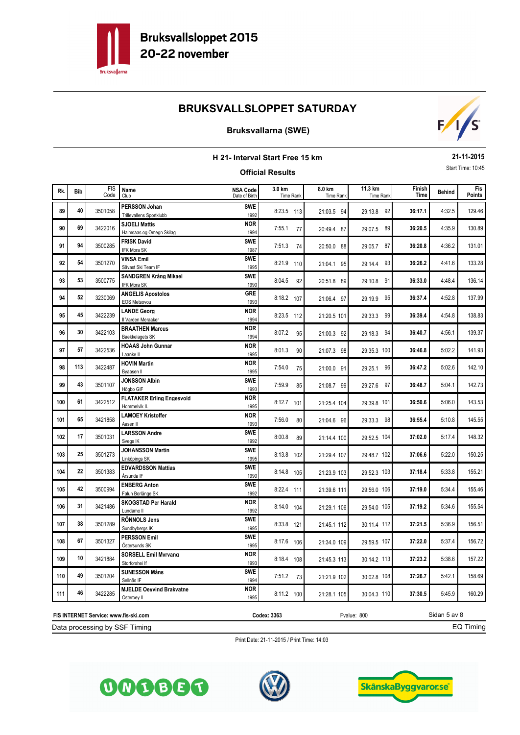# Bruksvallsloppet 2015
## 20-22 november

# BRUKSVALLSLOPPET SATURDAY

## Bruksvallarna (SWE)

### H 21- Interval Start Free 15 km

**21-11-2015**

Start Time: 10:45

**Official Results**

| Rk. | Bib | FIS Code | Name / Club | NSA Code / Date of Birth | 3.0 km Time Rank | 8.0 km Time Rank | 11.3 km Time Rank | Finish Time | Behind | Fis Points |
|---|---|---|---|---|---|---|---|---|---|---|
| 89 | 40 | 3501058 | **PERSSON Johan** Trillevallens Sportklubb | SWE 1992 | 8:23.5 113 | 21:03.5 94 | 29:13.8 92 | **36:17.1** | 4:32.5 | 129.46 |
| 90 | 69 | 3422016 | **SJOELI Mattis** Halmsaas og Omegn Skilag | NOR 1994 | 7:55.1 77 | 20:49.4 87 | 29:07.5 89 | **36:20.5** | 4:35.9 | 130.89 |
| 91 | 94 | 3500285 | **FRISK David** IFK Mora SK | SWE 1987 | 7:51.3 74 | 20:50.0 88 | 29:05.7 87 | **36:20.8** | 4:36.2 | 131.01 |
| 92 | 54 | 3501270 | **VINSA Emil** Sävast Ski Team IF | SWE 1995 | 8:21.9 110 | 21:04.1 95 | 29:14.4 93 | **36:26.2** | 4:41.6 | 133.28 |
| 93 | 53 | 3500775 | **SANDGREN Krång Mikael** IFK Mora SK | SWE 1990 | 8:04.5 92 | 20:51.8 89 | 29:10.8 91 | **36:33.0** | 4:48.4 | 136.14 |
| 94 | 52 | 3230069 | **ANGELIS Apostolos** EOS Metsovou | GRE 1993 | 8:18.2 107 | 21:06.4 97 | 29:19.9 95 | **36:37.4** | 4:52.8 | 137.99 |
| 95 | 45 | 3422239 | **LANDE Georg** Il Varden Meraaker | NOR 1994 | 8:23.5 112 | 21:20.5 101 | 29:33.3 99 | **36:39.4** | 4:54.8 | 138.83 |
| 96 | 30 | 3422103 | **BRAATHEN Marcus** Baekkelagets SK | NOR 1994 | 8:07.2 95 | 21:00.3 92 | 29:18.3 94 | **36:40.7** | 4:56.1 | 139.37 |
| 97 | 57 | 3422536 | **HOAAS John Gunnar** Laanke Il | NOR 1995 | 8:01.3 90 | 21:07.3 98 | 29:35.3 100 | **36:46.8** | 5:02.2 | 141.93 |
| 98 | 113 | 3422487 | **HOVIN Martin** Byaasen Il | NOR 1995 | 7:54.0 75 | 21:00.0 91 | 29:25.1 96 | **36:47.2** | 5:02.6 | 142.10 |
| 99 | 43 | 3501107 | **JONSSON Albin** Högbo GIF | SWE 1993 | 7:59.9 85 | 21:08.7 99 | 29:27.6 97 | **36:48.7** | 5:04.1 | 142.73 |
| 100 | 61 | 3422512 | **FLATAKER Erling Engesvold** Hommelvik IL | NOR 1995 | 8:12.7 101 | 21:25.4 104 | 29:39.8 101 | **36:50.6** | 5:06.0 | 143.53 |
| 101 | 65 | 3421858 | **LAMOEY Kristoffer** Aasen Il | NOR 1993 | 7:56.0 80 | 21:04.6 96 | 29:33.3 98 | **36:55.4** | 5:10.8 | 145.55 |
| 102 | 17 | 3501031 | **LARSSON Andre** Svegs IK | SWE 1992 | 8:00.8 89 | 21:14.4 100 | 29:52.5 104 | **37:02.0** | 5:17.4 | 148.32 |
| 103 | 25 | 3501273 | **JOHANSSON Martin** Linköpings SK | SWE 1995 | 8:13.8 102 | 21:29.4 107 | 29:48.7 102 | **37:06.6** | 5:22.0 | 150.25 |
| 104 | 22 | 3501383 | **EDVARDSSON Mattias** Årsunda IF | SWE 1990 | 8:14.8 105 | 21:23.9 103 | 29:52.3 103 | **37:18.4** | 5:33.8 | 155.21 |
| 105 | 42 | 3500994 | **ENBERG Anton** Falun Borlänge SK | SWE 1992 | 8:22.4 111 | 21:39.6 111 | 29:56.0 106 | **37:19.0** | 5:34.4 | 155.46 |
| 106 | 31 | 3421486 | **SKOGSTAD Per Harald** Lundamo Il | NOR 1992 | 8:14.0 104 | 21:29.1 106 | 29:54.0 105 | **37:19.2** | 5:34.6 | 155.54 |
| 107 | 38 | 3501289 | **RÖNNOLS Jens** Sundbybergs IK | SWE 1995 | 8:33.8 121 | 21:45.1 112 | 30:11.4 112 | **37:21.5** | 5:36.9 | 156.51 |
| 108 | 67 | 3501327 | **PERSSON Emil** Östersunds SK | SWE 1995 | 8:17.6 106 | 21:34.0 109 | 29:59.5 107 | **37:22.0** | 5:37.4 | 156.72 |
| 109 | 10 | 3421884 | **SORSELL Emil Myrvang** Storforshei If | NOR 1993 | 8:18.4 108 | 21:45.3 113 | 30:14.2 113 | **37:23.2** | 5:38.6 | 157.22 |
| 110 | 49 | 3501204 | **SUNESSON Måns** Sellnäs IF | SWE 1994 | 7:51.2 73 | 21:21.9 102 | 30:02.8 108 | **37:26.7** | 5:42.1 | 158.69 |
| 111 | 46 | 3422285 | **MJELDE Oeyvind Brakvatne** Osteroey Il | NOR 1995 | 8:11.2 100 | 21:28.1 105 | 30:04.3 110 | **37:30.5** | 5:45.9 | 160.29 |

**FIS INTERNET Service: www.fis-ski.com** | **Codex: 3363** | Fvalue: 800

Data processing by SSF Timing | EQ Timing

Print Date: 21-11-2015 / Print Time: 14:03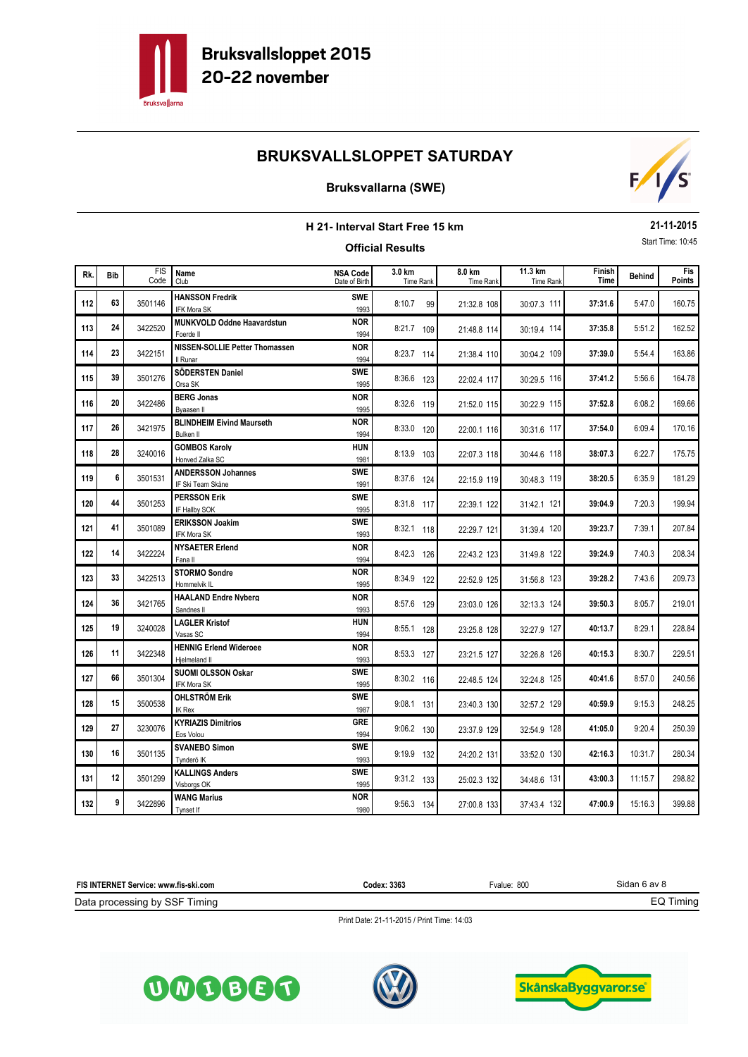Bruksvallsloppet 2015
20-22 november

# BRUKSVALLSLOPPET SATURDAY

## Bruksvallarna (SWE)

### H 21- Interval Start Free 15 km

**Official Results**

21-11-2015
Start Time: 10:45

| Rk. | Bib | FIS Code | Name / Club | NSA Code / Date of Birth | 3.0 km Time | Rank | 8.0 km Time | Rank | 11.3 km Time | Rank | Finish Time | Behind | Fis Points |
|---|---|---|---|---|---|---|---|---|---|---|---|---|---|
| 112 | 63 | 3501146 | **HANSSON Fredrik** IFK Mora SK | SWE 1993 | 8:10.7 | 99 | 21:32.8 | 108 | 30:07.3 | 111 | **37:31.6** | 5:47.0 | 160.75 |
| 113 | 24 | 3422520 | **MUNKVOLD Oddne Haavardstun** Foerde Il | NOR 1994 | 8:21.7 | 109 | 21:48.8 | 114 | 30:19.4 | 114 | **37:35.8** | 5:51.2 | 162.52 |
| 114 | 23 | 3422151 | **NISSEN-SOLLIE Petter Thomassen** Il Runar | NOR 1994 | 8:23.7 | 114 | 21:38.4 | 110 | 30:04.2 | 109 | **37:39.0** | 5:54.4 | 163.86 |
| 115 | 39 | 3501276 | **SÖDERSTEN Daniel** Orsa SK | SWE 1995 | 8:36.6 | 123 | 22:02.4 | 117 | 30:29.5 | 116 | **37:41.2** | 5:56.6 | 164.78 |
| 116 | 20 | 3422486 | **BERG Jonas** Byaasen Il | NOR 1995 | 8:32.6 | 119 | 21:52.0 | 115 | 30:22.9 | 115 | **37:52.8** | 6:08.2 | 169.66 |
| 117 | 26 | 3421975 | **BLINDHEIM Eivind Maurseth** Bulken Il | NOR 1994 | 8:33.0 | 120 | 22:00.1 | 116 | 30:31.6 | 117 | **37:54.0** | 6:09.4 | 170.16 |
| 118 | 28 | 3240016 | **GOMBOS Karoly** Honved Zalka SC | HUN 1981 | 8:13.9 | 103 | 22:07.3 | 118 | 30:44.6 | 118 | **38:07.3** | 6:22.7 | 175.75 |
| 119 | 6 | 3501531 | **ANDERSSON Johannes** IF Ski Team Skåne | SWE 1991 | 8:37.6 | 124 | 22:15.9 | 119 | 30:48.3 | 119 | **38:20.5** | 6:35.9 | 181.29 |
| 120 | 44 | 3501253 | **PERSSON Erik** IF Hallby SOK | SWE 1995 | 8:31.8 | 117 | 22:39.1 | 122 | 31:42.1 | 121 | **39:04.9** | 7:20.3 | 199.94 |
| 121 | 41 | 3501089 | **ERIKSSON Joakim** IFK Mora SK | SWE 1993 | 8:32.1 | 118 | 22:29.7 | 121 | 31:39.4 | 120 | **39:23.7** | 7:39.1 | 207.84 |
| 122 | 14 | 3422224 | **NYSAETER Erlend** Fana Il | NOR 1994 | 8:42.3 | 126 | 22:43.2 | 123 | 31:49.8 | 122 | **39:24.9** | 7:40.3 | 208.34 |
| 123 | 33 | 3422513 | **STORMO Sondre** Hommelvik IL | NOR 1995 | 8:34.9 | 122 | 22:52.9 | 125 | 31:56.8 | 123 | **39:28.2** | 7:43.6 | 209.73 |
| 124 | 36 | 3421765 | **HAALAND Endre Nyberg** Sandnes Il | NOR 1993 | 8:57.6 | 129 | 23:03.0 | 126 | 32:13.3 | 124 | **39:50.3** | 8:05.7 | 219.01 |
| 125 | 19 | 3240028 | **LAGLER Kristof** Vasas SC | HUN 1994 | 8:55.1 | 128 | 23:25.8 | 128 | 32:27.9 | 127 | **40:13.7** | 8:29.1 | 228.84 |
| 126 | 11 | 3422348 | **HENNIG Erlend Wideroee** Hjelmeland Il | NOR 1993 | 8:53.3 | 127 | 23:21.5 | 127 | 32:26.8 | 126 | **40:15.3** | 8:30.7 | 229.51 |
| 127 | 66 | 3501304 | **SUOMI OLSSON Oskar** IFK Mora SK | SWE 1995 | 8:30.2 | 116 | 22:48.5 | 124 | 32:24.8 | 125 | **40:41.6** | 8:57.0 | 240.56 |
| 128 | 15 | 3500538 | **OHLSTRÖM Erik** IK Rex | SWE 1987 | 9:08.1 | 131 | 23:40.3 | 130 | 32:57.2 | 129 | **40:59.9** | 9:15.3 | 248.25 |
| 129 | 27 | 3230076 | **KYRIAZIS Dimitrios** Eos Volou | GRE 1994 | 9:06.2 | 130 | 23:37.9 | 129 | 32:54.9 | 128 | **41:05.0** | 9:20.4 | 250.39 |
| 130 | 16 | 3501135 | **SVANEBO Simon** Tynderö IK | SWE 1993 | 9:19.9 | 132 | 24:20.2 | 131 | 33:52.0 | 130 | **42:16.3** | 10:31.7 | 280.34 |
| 131 | 12 | 3501299 | **KALLINGS Anders** Visborgs OK | SWE 1995 | 9:31.2 | 133 | 25:02.3 | 132 | 34:48.6 | 131 | **43:00.3** | 11:15.7 | 298.82 |
| 132 | 9 | 3422896 | **WANG Marius** Tynset If | NOR 1980 | 9:56.3 | 134 | 27:00.8 | 133 | 37:43.4 | 132 | **47:00.9** | 15:16.3 | 399.88 |

**FIS INTERNET Service: www.fis-ski.com** | **Codex: 3363** | Fvalue: 800

Data processing by SSF Timing — EQ Timing

Print Date: 21-11-2015 / Print Time: 14:03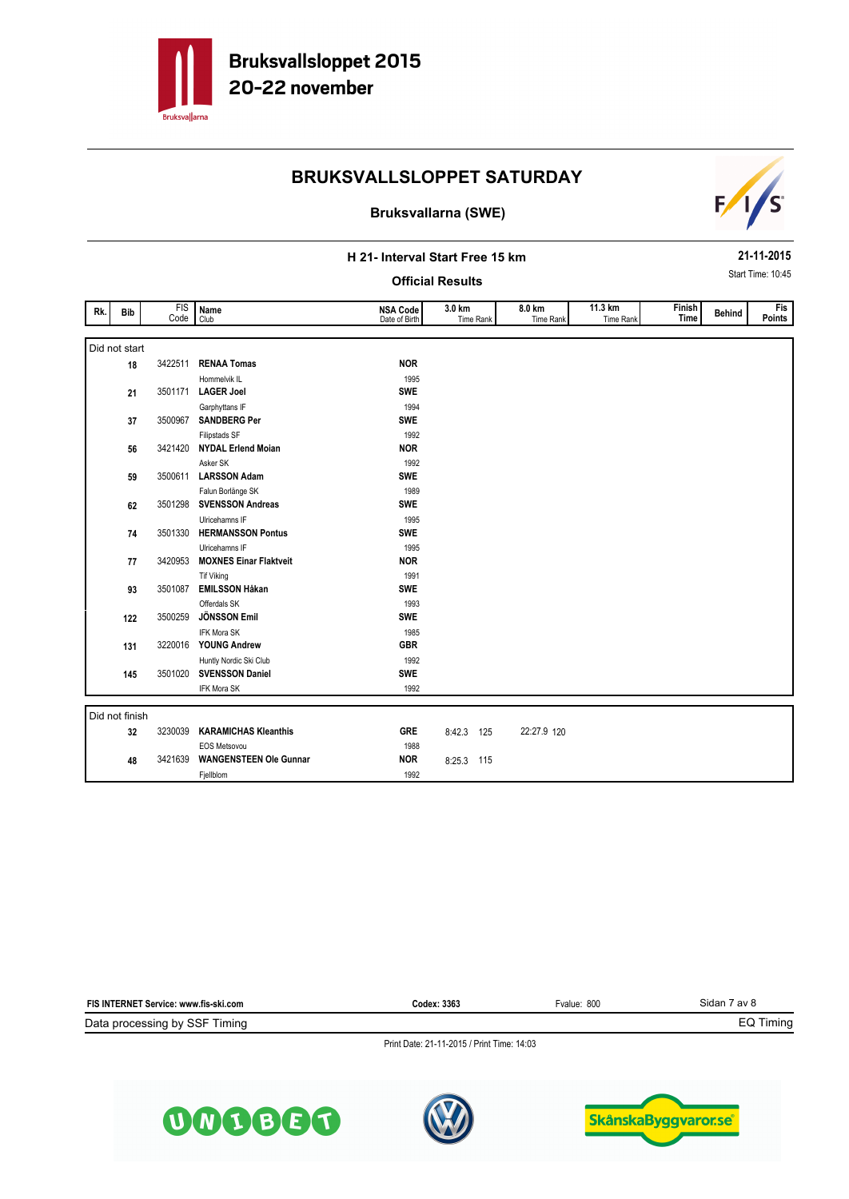# Bruksvallsloppet 2015
## 20-22 november

## BRUKSVALLSLOPPET SATURDAY

### Bruksvallarna (SWE)

**H 21- Interval Start Free 15 km**

**Official Results**

**21-11-2015**

Start Time: 10:45

| Rk. | Bib | FIS Code | Name / Club | NSA Code / Date of Birth | 3.0 km Time Rank | 8.0 km Time Rank | 11.3 km Time Rank | Finish Time | Behind | Fis Points |
|---|---|---|---|---|---|---|---|---|---|---|
| **Did not start** | | | | | | | | | | |
| | 18 | 3422511 | **RENAA Tomas** / Hommelvik IL | **NOR** / 1995 | | | | | | |
| | 21 | 3501171 | **LAGER Joel** / Garphyttans IF | **SWE** / 1994 | | | | | | |
| | 37 | 3500967 | **SANDBERG Per** / Filipstads SF | **SWE** / 1992 | | | | | | |
| | 56 | 3421420 | **NYDAL Erlend Moian** / Asker SK | **NOR** / 1992 | | | | | | |
| | 59 | 3500611 | **LARSSON Adam** / Falun Borlänge SK | **SWE** / 1989 | | | | | | |
| | 62 | 3501298 | **SVENSSON Andreas** / Ulricehamns IF | **SWE** / 1995 | | | | | | |
| | 74 | 3501330 | **HERMANSSON Pontus** / Ulricehamns IF | **SWE** / 1995 | | | | | | |
| | 77 | 3420953 | **MOXNES Einar Flaktveit** / Tif Viking | **NOR** / 1991 | | | | | | |
| | 93 | 3501087 | **EMILSSON Håkan** / Offerdals SK | **SWE** / 1993 | | | | | | |
| | 122 | 3500259 | **JÖNSSON Emil** / IFK Mora SK | **SWE** / 1985 | | | | | | |
| | 131 | 3220016 | **YOUNG Andrew** / Huntly Nordic Ski Club | **GBR** / 1992 | | | | | | |
| | 145 | 3501020 | **SVENSSON Daniel** / IFK Mora SK | **SWE** / 1992 | | | | | | |
| **Did not finish** | | | | | | | | | | |
| | 32 | 3230039 | **KARAMICHAS Kleanthis** / EOS Metsovou | **GRE** / 1988 | 8:42.3 125 | 22:27.9 120 | | | | |
| | 48 | 3421639 | **WANGENSTEEN Ole Gunnar** / Fjellblom | **NOR** / 1992 | 8:25.3 115 | | | | | |

FIS INTERNET Service: www.fis-ski.com | Codex: 3363 | Fvalue: 800

Data processing by SSF Timing | EQ Timing

Print Date: 21-11-2015 / Print Time: 14:03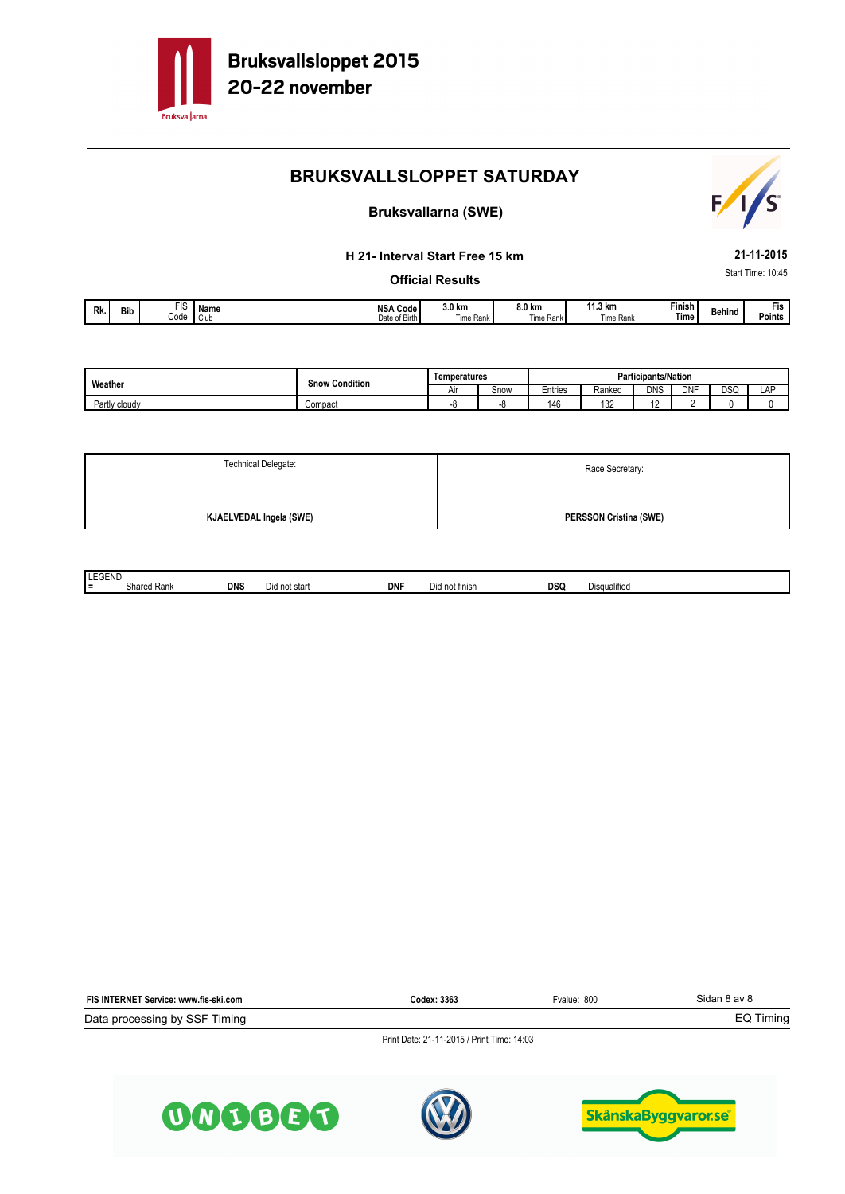**Bruksvallsloppet 2015**
**20-22 november**

## BRUKSVALLSLOPPET SATURDAY

### Bruksvallarna (SWE)

**H 21- Interval Start Free 15 km**

**Official Results**

**21-11-2015**

Start Time: 10:45

| Rk. | Bib | FIS Code | Name Club | NSA Code Date of Birth | 3.0 km Time Rank | 8.0 km Time Rank | 11.3 km Time Rank | Finish Time | Behind | Fis Points |
|---|---|---|---|---|---|---|---|---|---|---|

| Weather | Snow Condition | Temperatures | | Participants/Nation | | | | | |
|---|---|---|---|---|---|---|---|---|---|
| | | Air | Snow | Entries | Ranked | DNS | DNF | DSQ | LAP |
| Partly cloudy | Compact | -8 | -8 | 146 | 132 | 12 | 2 | 0 | 0 |

| Technical Delegate: | Race Secretary: |
|---|---|
| KJAELVEDAL Ingela (SWE) | PERSSON Cristina (SWE) |

LEGEND
= Shared Rank  **DNS** Did not start  **DNF** Did not finish  **DSQ** Disqualified

**FIS INTERNET Service: www.fis-ski.com** **Codex: 3363** Fvalue: 800

Data processing by SSF Timing EQ Timing

Print Date: 21-11-2015 / Print Time: 14:03